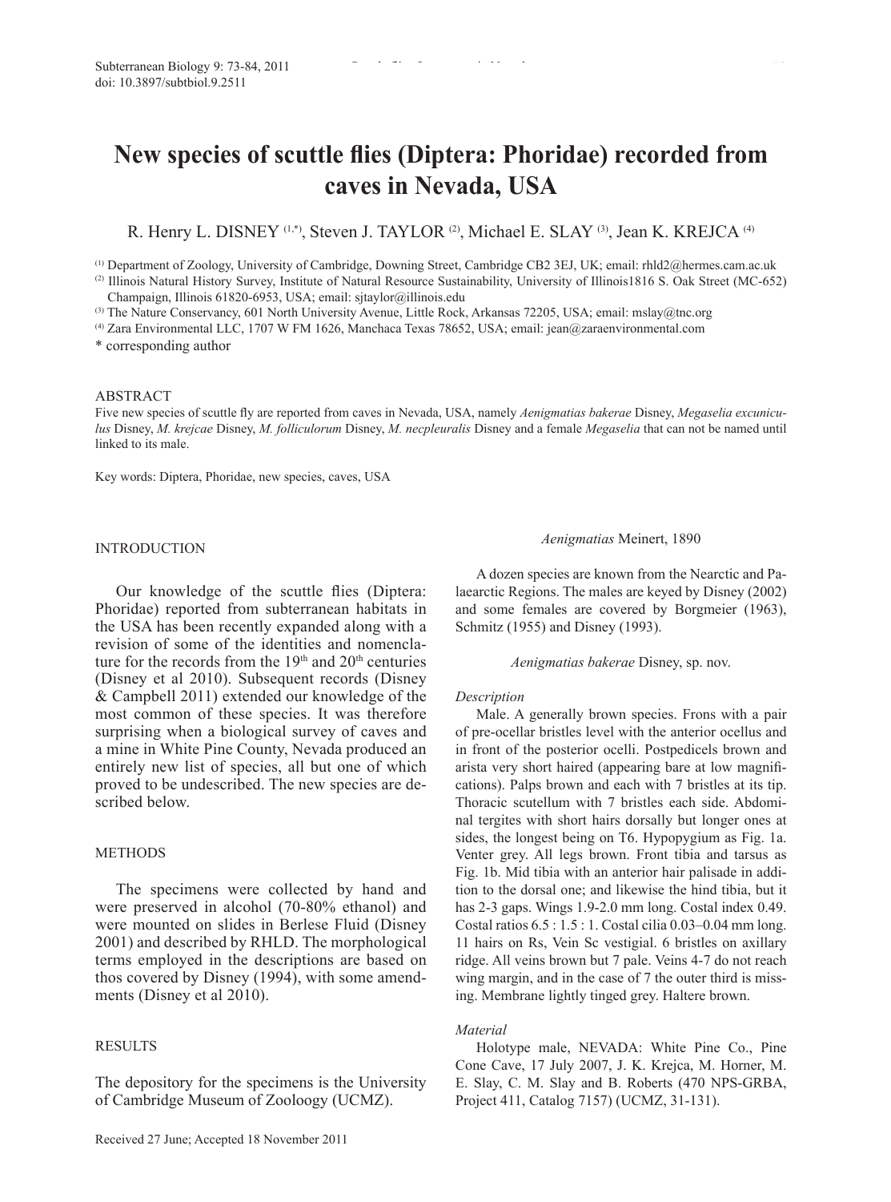# New species of scuttle flies (Diptera: Phoridae) recorded from caves in Nevada, USA

R. Henry L. DISNEY [(1,*)], Steven J. TAYLOR [(2)], Michael E. SLAY [(3)], Jean K. KREJCA [(4)]

[(1)] Department of Zoology, University of Cambridge, Downing Street, Cambridge CB2 3EJ, UK; email: rhld2@hermes.cam.ac.uk
[(2)] Illinois Natural History Survey, Institute of Natural Resource Sustainability, University of Illinois1816 S. Oak Street (MC-652) Champaign, Illinois 61820-6953, USA; email: sjtaylor@illinois.edu
[(3)] The Nature Conservancy, 601 North University Avenue, Little Rock, Arkansas 72205, USA; email: mslay@tnc.org
[(4)] Zara Environmental LLC, 1707 W FM 1626, Manchaca Texas 78652, USA; email: jean@zaraenvironmental.com
* corresponding author

## ABSTRACT

Five new species of scuttle fly are reported from caves in Nevada, USA, namely *Aenigmatias bakerae* Disney, *Megaselia excuniculus* Disney, *M. krejcae* Disney, *M. folliculorum* Disney, *M. necpleuralis* Disney and a female *Megaselia* that can not be named until linked to its male.

Key words: Diptera, Phoridae, new species, caves, USA

## INTRODUCTION

Our knowledge of the scuttle flies (Diptera: Phoridae) reported from subterranean habitats in the USA has been recently expanded along with a revision of some of the identities and nomenclature for the records from the 19th and 20th centuries (Disney et al 2010). Subsequent records (Disney & Campbell 2011) extended our knowledge of the most common of these species. It was therefore surprising when a biological survey of caves and a mine in White Pine County, Nevada produced an entirely new list of species, all but one of which proved to be undescribed. The new species are described below.

## METHODS

The specimens were collected by hand and were preserved in alcohol (70-80% ethanol) and were mounted on slides in Berlese Fluid (Disney 2001) and described by RHLD. The morphological terms employed in the descriptions are based on thos covered by Disney (1994), with some amendments (Disney et al 2010).

## RESULTS

The depository for the specimens is the University of Cambridge Museum of Zooloogy (UCMZ).

*Aenigmatias* Meinert, 1890

A dozen species are known from the Nearctic and Palaearctic Regions. The males are keyed by Disney (2002) and some females are covered by Borgmeier (1963), Schmitz (1955) and Disney (1993).

*Aenigmatias bakerae* Disney, sp. nov.

*Description*

Male. A generally brown species. Frons with a pair of pre-ocellar bristles level with the anterior ocellus and in front of the posterior ocelli. Postpedicels brown and arista very short haired (appearing bare at low magnifications). Palps brown and each with 7 bristles at its tip. Thoracic scutellum with 7 bristles each side. Abdominal tergites with short hairs dorsally but longer ones at sides, the longest being on T6. Hypopygium as Fig. 1a. Venter grey. All legs brown. Front tibia and tarsus as Fig. 1b. Mid tibia with an anterior hair palisade in addition to the dorsal one; and likewise the hind tibia, but it has 2-3 gaps. Wings 1.9-2.0 mm long. Costal index 0.49. Costal ratios 6.5 : 1.5 : 1. Costal cilia 0.03–0.04 mm long. 11 hairs on Rs, Vein Sc vestigial. 6 bristles on axillary ridge. All veins brown but 7 pale. Veins 4-7 do not reach wing margin, and in the case of 7 the outer third is missing. Membrane lightly tinged grey. Haltere brown.

*Material*

Holotype male, NEVADA: White Pine Co., Pine Cone Cave, 17 July 2007, J. K. Krejca, M. Horner, M. E. Slay, C. M. Slay and B. Roberts (470 NPS-GRBA, Project 411, Catalog 7157) (UCMZ, 31-131).

Received 27 June; Accepted 18 November 2011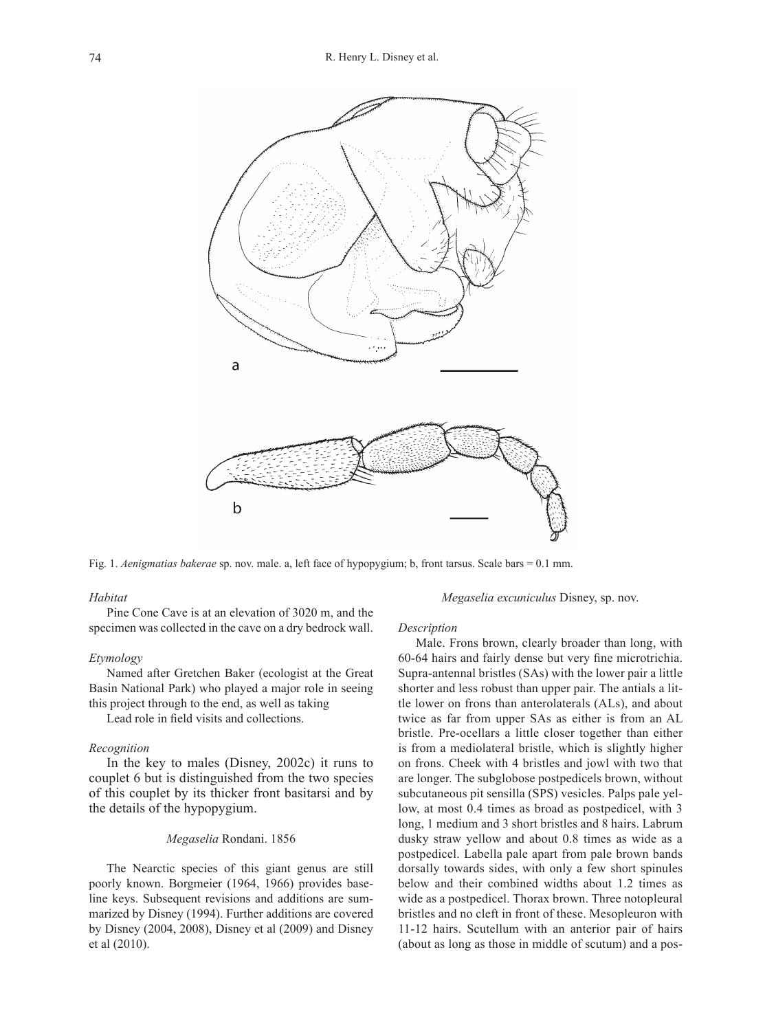Fig. 1. *Aenigmatias bakerae* sp. nov. male. a, left face of hypopygium; b, front tarsus. Scale bars = 0.1 mm.

*Habitat*

Pine Cone Cave is at an elevation of 3020 m, and the specimen was collected in the cave on a dry bedrock wall.

*Etymology*

Named after Gretchen Baker (ecologist at the Great Basin National Park) who played a major role in seeing this project through to the end, as well as taking

Lead role in field visits and collections.

*Recognition*

In the key to males (Disney, 2002c) it runs to couplet 6 but is distinguished from the two species of this couplet by its thicker front basitarsi and by the details of the hypopygium.

### *Megaselia* Rondani. 1856

The Nearctic species of this giant genus are still poorly known. Borgmeier (1964, 1966) provides baseline keys. Subsequent revisions and additions are summarized by Disney (1994). Further additions are covered by Disney (2004, 2008), Disney et al (2009) and Disney et al (2010).

### *Megaselia excuniculus* Disney, sp. nov.

*Description*

Male. Frons brown, clearly broader than long, with 60-64 hairs and fairly dense but very fine microtrichia. Supra-antennal bristles (SAs) with the lower pair a little shorter and less robust than upper pair. The antials a little lower on frons than anterolaterals (ALs), and about twice as far from upper SAs as either is from an AL bristle. Pre-ocellars a little closer together than either is from a mediolateral bristle, which is slightly higher on frons. Cheek with 4 bristles and jowl with two that are longer. The subglobose postpedicels brown, without subcutaneous pit sensilla (SPS) vesicles. Palps pale yellow, at most 0.4 times as broad as postpedicel, with 3 long, 1 medium and 3 short bristles and 8 hairs. Labrum dusky straw yellow and about 0.8 times as wide as a postpedicel. Labella pale apart from pale brown bands dorsally towards sides, with only a few short spinules below and their combined widths about 1.2 times as wide as a postpedicel. Thorax brown. Three notopleural bristles and no cleft in front of these. Mesopleuron with 11-12 hairs. Scutellum with an anterior pair of hairs (about as long as those in middle of scutum) and a pos-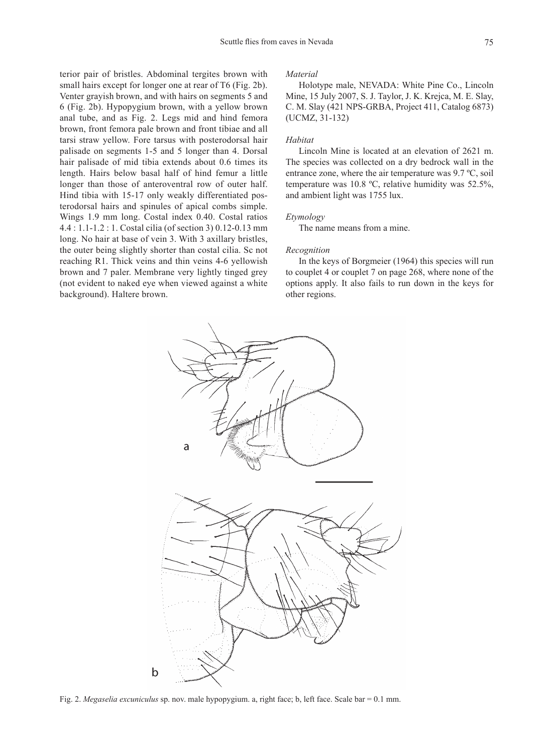terior pair of bristles. Abdominal tergites brown with small hairs except for longer one at rear of T6 (Fig. 2b). Venter grayish brown, and with hairs on segments 5 and 6 (Fig. 2b). Hypopygium brown, with a yellow brown anal tube, and as Fig. 2. Legs mid and hind femora brown, front femora pale brown and front tibiae and all tarsi straw yellow. Fore tarsus with posterodorsal hair palisade on segments 1-5 and 5 longer than 4. Dorsal hair palisade of mid tibia extends about 0.6 times its length. Hairs below basal half of hind femur a little longer than those of anteroventral row of outer half. Hind tibia with 15-17 only weakly differentiated posterodorsal hairs and spinules of apical combs simple. Wings 1.9 mm long. Costal index 0.40. Costal ratios 4.4 : 1.1-1.2 : 1. Costal cilia (of section 3) 0.12-0.13 mm long. No hair at base of vein 3. With 3 axillary bristles, the outer being slightly shorter than costal cilia. Sc not reaching R1. Thick veins and thin veins 4-6 yellowish brown and 7 paler. Membrane very lightly tinged grey (not evident to naked eye when viewed against a white background). Haltere brown.

### *Material*

Holotype male, NEVADA: White Pine Co., Lincoln Mine, 15 July 2007, S. J. Taylor, J. K. Krejca, M. E. Slay, C. M. Slay (421 NPS-GRBA, Project 411, Catalog 6873) (UCMZ, 31-132)

### *Habitat*

Lincoln Mine is located at an elevation of 2621 m. The species was collected on a dry bedrock wall in the entrance zone, where the air temperature was 9.7 ºC, soil temperature was 10.8 ºC, relative humidity was 52.5%, and ambient light was 1755 lux.

### *Etymology*

The name means from a mine.

### *Recognition*

In the keys of Borgmeier (1964) this species will run to couplet 4 or couplet 7 on page 268, where none of the options apply. It also fails to run down in the keys for other regions.

Fig. 2. *Megaselia excuniculus* sp. nov. male hypopygium. a, right face; b, left face. Scale bar = 0.1 mm.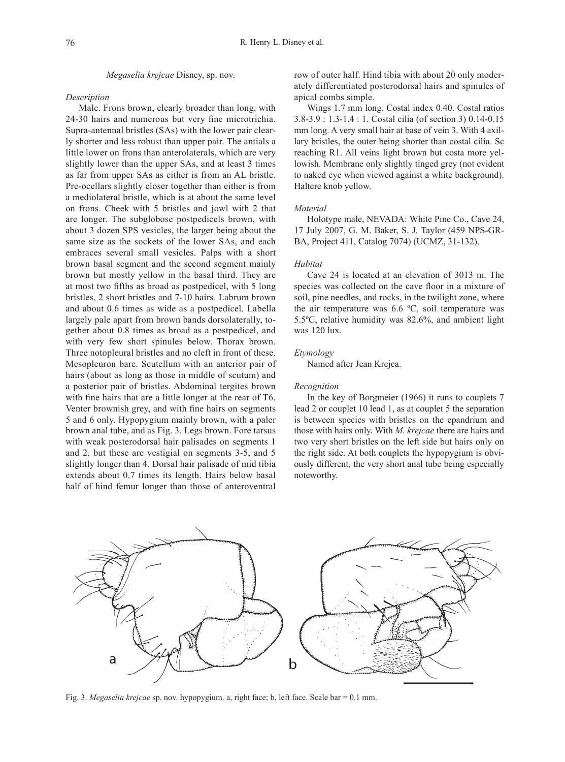### *Megaselia krejcae* Disney, sp. nov.

#### *Description*

Male. Frons brown, clearly broader than long, with 24-30 hairs and numerous but very fine microtrichia. Supra-antennal bristles (SAs) with the lower pair clearly shorter and less robust than upper pair. The antials a little lower on frons than anterolaterals, which are very slightly lower than the upper SAs, and at least 3 times as far from upper SAs as either is from an AL bristle. Pre-ocellars slightly closer together than either is from a mediolateral bristle, which is at about the same level on frons. Cheek with 5 bristles and jowl with 2 that are longer. The subglobose postpedicels brown, with about 3 dozen SPS vesicles, the larger being about the same size as the sockets of the lower SAs, and each embraces several small vesicles. Palps with a short brown basal segment and the second segment mainly brown but mostly yellow in the basal third. They are at most two fifths as broad as postpedicel, with 5 long bristles, 2 short bristles and 7-10 hairs. Labrum brown and about 0.6 times as wide as a postpedicel. Labella largely pale apart from brown bands dorsolaterally, together about 0.8 times as broad as a postpedicel, and with very few short spinules below. Thorax brown. Three notopleural bristles and no cleft in front of these. Mesopleuron bare. Scutellum with an anterior pair of hairs (about as long as those in middle of scutum) and a posterior pair of bristles. Abdominal tergites brown with fine hairs that are a little longer at the rear of T6. Venter brownish grey, and with fine hairs on segments 5 and 6 only. Hypopygium mainly brown, with a paler brown anal tube, and as Fig. 3. Legs brown. Fore tarsus with weak posterodorsal hair palisades on segments 1 and 2, but these are vestigial on segments 3-5, and 5 slightly longer than 4. Dorsal hair palisade of mid tibia extends about 0.7 times its length. Hairs below basal half of hind femur longer than those of anteroventral row of outer half. Hind tibia with about 20 only moderately differentiated posterodorsal hairs and spinules of apical combs simple.

Wings 1.7 mm long. Costal index 0.40. Costal ratios 3.8-3.9 : 1.3-1.4 : 1. Costal cilia (of section 3) 0.14-0.15 mm long. A very small hair at base of vein 3. With 4 axillary bristles, the outer being shorter than costal cilia. Sc reaching R1. All veins light brown but costa more yellowish. Membrane only slightly tinged grey (not evident to naked eye when viewed against a white background). Haltere knob yellow.

#### *Material*

Holotype male, NEVADA: White Pine Co., Cave 24, 17 July 2007, G. M. Baker, S. J. Taylor (459 NPS-GR-BA, Project 411, Catalog 7074) (UCMZ, 31-132).

#### *Habitat*

Cave 24 is located at an elevation of 3013 m. The species was collected on the cave floor in a mixture of soil, pine needles, and rocks, in the twilight zone, where the air temperature was 6.6 ºC, soil temperature was 5.5ºC, relative humidity was 82.6%, and ambient light was 120 lux.

#### *Etymology*

Named after Jean Krejca.

#### *Recognition*

In the key of Borgmeier (1966) it runs to couplets 7 lead 2 or couplet 10 lead 1, as at couplet 5 the separation is between species with bristles on the epandrium and those with hairs only. With *M. krejcae* there are hairs and two very short bristles on the left side but hairs only on the right side. At both couplets the hypopygium is obviously different, the very short anal tube being especially noteworthy.

Fig. 3. *Megaselia krejcae* sp. nov. hypopygium. a, right face; b, left face. Scale bar = 0.1 mm.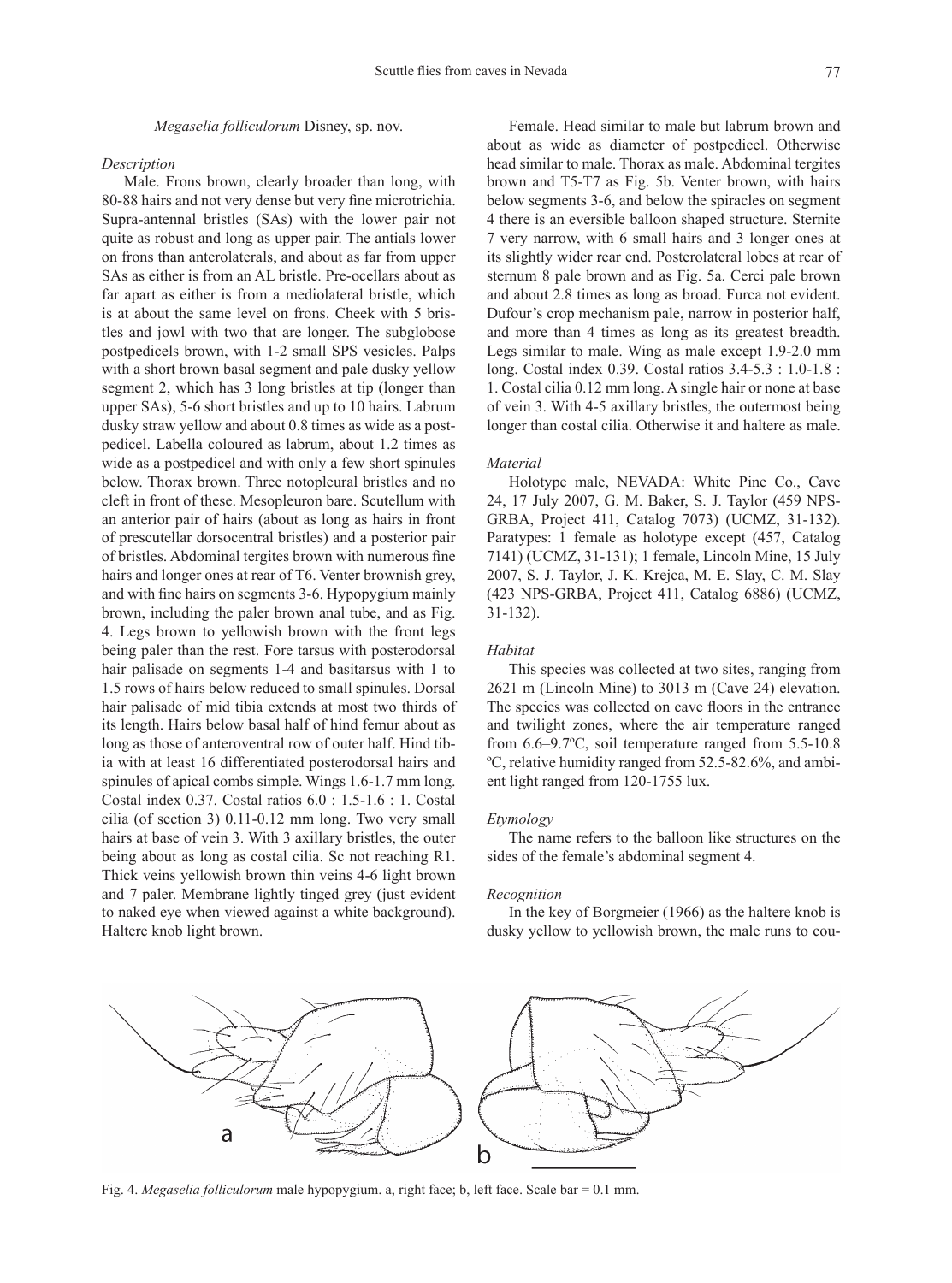*Megaselia folliculorum* Disney, sp. nov.

*Description*

Male. Frons brown, clearly broader than long, with 80-88 hairs and not very dense but very fine microtrichia. Supra-antennal bristles (SAs) with the lower pair not quite as robust and long as upper pair. The antials lower on frons than anterolaterals, and about as far from upper SAs as either is from an AL bristle. Pre-ocellars about as far apart as either is from a mediolateral bristle, which is at about the same level on frons. Cheek with 5 bristles and jowl with two that are longer. The subglobose postpedicels brown, with 1-2 small SPS vesicles. Palps with a short brown basal segment and pale dusky yellow segment 2, which has 3 long bristles at tip (longer than upper SAs), 5-6 short bristles and up to 10 hairs. Labrum dusky straw yellow and about 0.8 times as wide as a postpedicel. Labella coloured as labrum, about 1.2 times as wide as a postpedicel and with only a few short spinules below. Thorax brown. Three notopleural bristles and no cleft in front of these. Mesopleuron bare. Scutellum with an anterior pair of hairs (about as long as hairs in front of prescutellar dorsocentral bristles) and a posterior pair of bristles. Abdominal tergites brown with numerous fine hairs and longer ones at rear of T6. Venter brownish grey, and with fine hairs on segments 3-6. Hypopygium mainly brown, including the paler brown anal tube, and as Fig. 4. Legs brown to yellowish brown with the front legs being paler than the rest. Fore tarsus with posterodorsal hair palisade on segments 1-4 and basitarsus with 1 to 1.5 rows of hairs below reduced to small spinules. Dorsal hair palisade of mid tibia extends at most two thirds of its length. Hairs below basal half of hind femur about as long as those of anteroventral row of outer half. Hind tibia with at least 16 differentiated posterodorsal hairs and spinules of apical combs simple. Wings 1.6-1.7 mm long. Costal index 0.37. Costal ratios 6.0 : 1.5-1.6 : 1. Costal cilia (of section 3) 0.11-0.12 mm long. Two very small hairs at base of vein 3. With 3 axillary bristles, the outer being about as long as costal cilia. Sc not reaching R1. Thick veins yellowish brown thin veins 4-6 light brown and 7 paler. Membrane lightly tinged grey (just evident to naked eye when viewed against a white background). Haltere knob light brown.

Female. Head similar to male but labrum brown and about as wide as diameter of postpedicel. Otherwise head similar to male. Thorax as male. Abdominal tergites brown and T5-T7 as Fig. 5b. Venter brown, with hairs below segments 3-6, and below the spiracles on segment 4 there is an eversible balloon shaped structure. Sternite 7 very narrow, with 6 small hairs and 3 longer ones at its slightly wider rear end. Posterolateral lobes at rear of sternum 8 pale brown and as Fig. 5a. Cerci pale brown and about 2.8 times as long as broad. Furca not evident. Dufour's crop mechanism pale, narrow in posterior half, and more than 4 times as long as its greatest breadth. Legs similar to male. Wing as male except 1.9-2.0 mm long. Costal index 0.39. Costal ratios 3.4-5.3 : 1.0-1.8 : 1. Costal cilia 0.12 mm long. A single hair or none at base of vein 3. With 4-5 axillary bristles, the outermost being longer than costal cilia. Otherwise it and haltere as male.

*Material*

Holotype male, NEVADA: White Pine Co., Cave 24, 17 July 2007, G. M. Baker, S. J. Taylor (459 NPS-GRBA, Project 411, Catalog 7073) (UCMZ, 31-132). Paratypes: 1 female as holotype except (457, Catalog 7141) (UCMZ, 31-131); 1 female, Lincoln Mine, 15 July 2007, S. J. Taylor, J. K. Krejca, M. E. Slay, C. M. Slay (423 NPS-GRBA, Project 411, Catalog 6886) (UCMZ, 31-132).

*Habitat*

This species was collected at two sites, ranging from 2621 m (Lincoln Mine) to 3013 m (Cave 24) elevation. The species was collected on cave floors in the entrance and twilight zones, where the air temperature ranged from 6.6–9.7ºC, soil temperature ranged from 5.5-10.8 ºC, relative humidity ranged from 52.5-82.6%, and ambient light ranged from 120-1755 lux.

*Etymology*

The name refers to the balloon like structures on the sides of the female's abdominal segment 4.

*Recognition*

In the key of Borgmeier (1966) as the haltere knob is dusky yellow to yellowish brown, the male runs to cou-

Fig. 4. *Megaselia folliculorum* male hypopygium. a, right face; b, left face. Scale bar = 0.1 mm.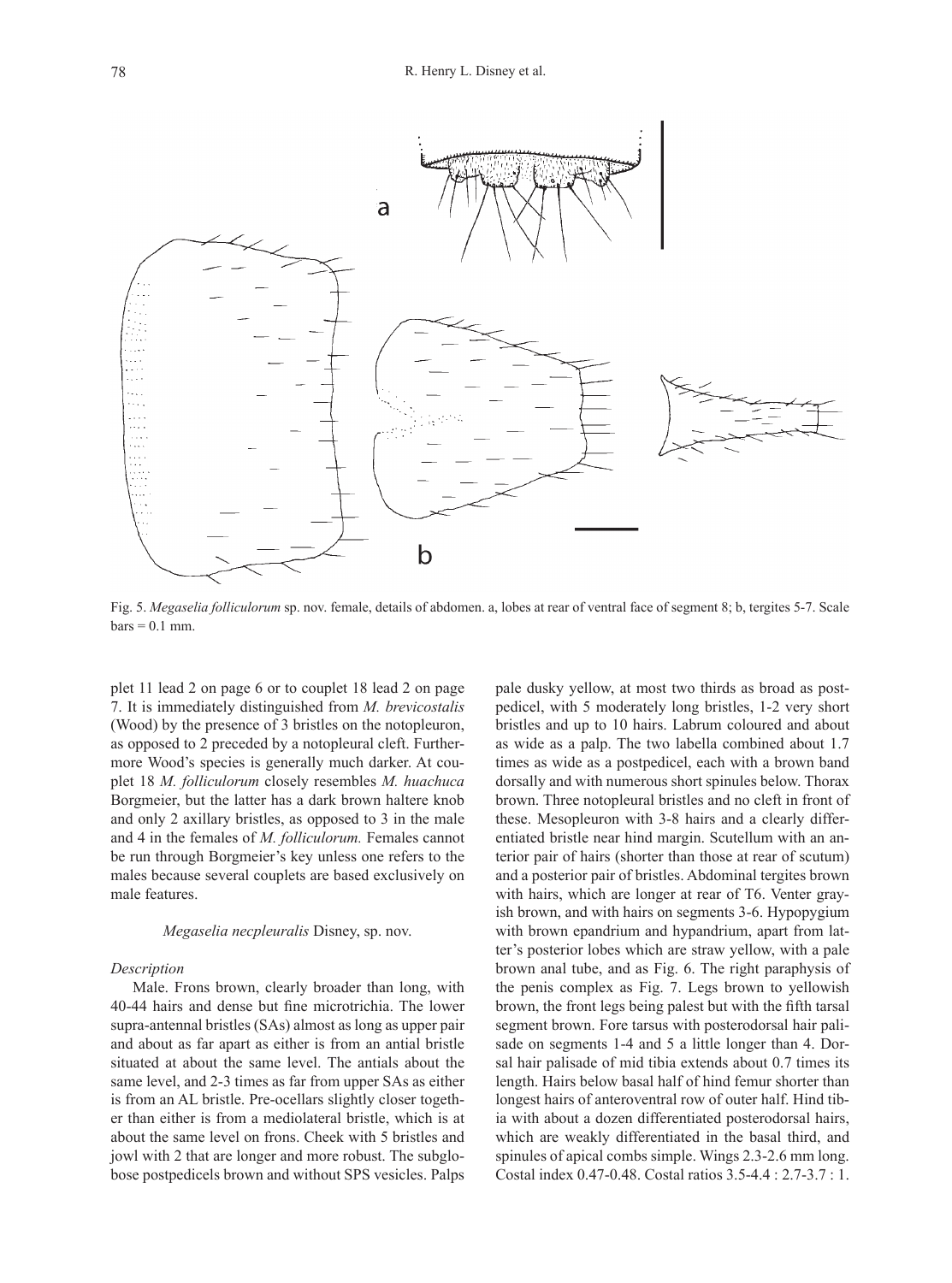Fig. 5. *Megaselia folliculorum* sp. nov. female, details of abdomen. a, lobes at rear of ventral face of segment 8; b, tergites 5-7. Scale bars = 0.1 mm.

plet 11 lead 2 on page 6 or to couplet 18 lead 2 on page 7. It is immediately distinguished from *M. brevicostalis* (Wood) by the presence of 3 bristles on the notopleuron, as opposed to 2 preceded by a notopleural cleft. Furthermore Wood's species is generally much darker. At couplet 18 *M. folliculorum* closely resembles *M. huachuca* Borgmeier, but the latter has a dark brown haltere knob and only 2 axillary bristles, as opposed to 3 in the male and 4 in the females of *M. folliculorum.* Females cannot be run through Borgmeier's key unless one refers to the males because several couplets are based exclusively on male features.

### *Megaselia necpleuralis* Disney, sp. nov.

#### *Description*

Male. Frons brown, clearly broader than long, with 40-44 hairs and dense but fine microtrichia. The lower supra-antennal bristles (SAs) almost as long as upper pair and about as far apart as either is from an antial bristle situated at about the same level. The antials about the same level, and 2-3 times as far from upper SAs as either is from an AL bristle. Pre-ocellars slightly closer together than either is from a mediolateral bristle, which is at about the same level on frons. Cheek with 5 bristles and jowl with 2 that are longer and more robust. The subglobose postpedicels brown and without SPS vesicles. Palps pale dusky yellow, at most two thirds as broad as postpedicel, with 5 moderately long bristles, 1-2 very short bristles and up to 10 hairs. Labrum coloured and about as wide as a palp. The two labella combined about 1.7 times as wide as a postpedicel, each with a brown band dorsally and with numerous short spinules below. Thorax brown. Three notopleural bristles and no cleft in front of these. Mesopleuron with 3-8 hairs and a clearly differentiated bristle near hind margin. Scutellum with an anterior pair of hairs (shorter than those at rear of scutum) and a posterior pair of bristles. Abdominal tergites brown with hairs, which are longer at rear of T6. Venter grayish brown, and with hairs on segments 3-6. Hypopygium with brown epandrium and hypandrium, apart from latter's posterior lobes which are straw yellow, with a pale brown anal tube, and as Fig. 6. The right paraphysis of the penis complex as Fig. 7. Legs brown to yellowish brown, the front legs being palest but with the fifth tarsal segment brown. Fore tarsus with posterodorsal hair palisade on segments 1-4 and 5 a little longer than 4. Dorsal hair palisade of mid tibia extends about 0.7 times its length. Hairs below basal half of hind femur shorter than longest hairs of anteroventral row of outer half. Hind tibia with about a dozen differentiated posterodorsal hairs, which are weakly differentiated in the basal third, and spinules of apical combs simple. Wings 2.3-2.6 mm long. Costal index 0.47-0.48. Costal ratios 3.5-4.4 : 2.7-3.7 : 1.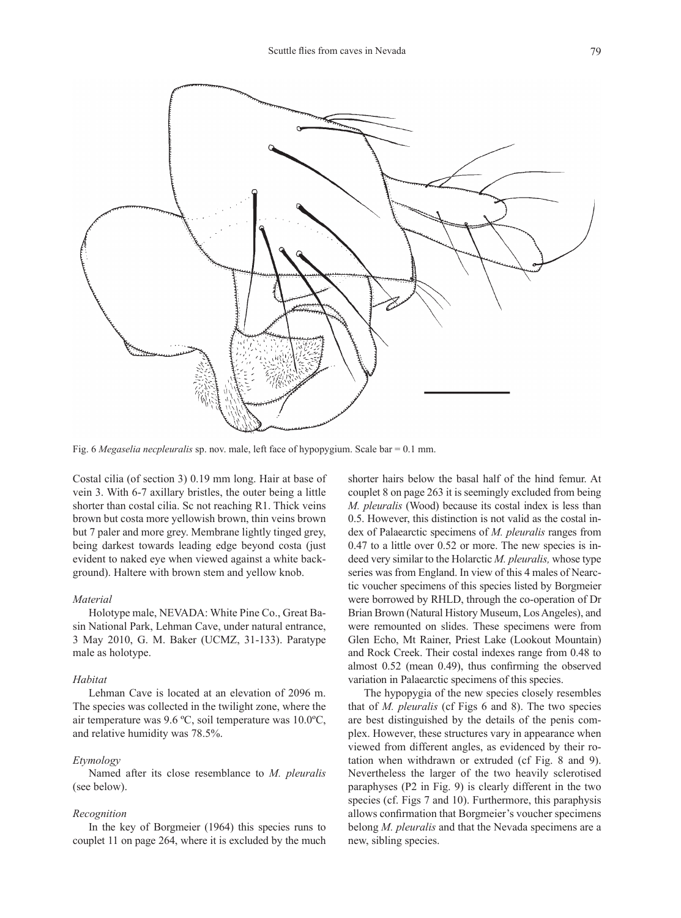Fig. 6 *Megaselia necpleuralis* sp. nov. male, left face of hypopygium. Scale bar = 0.1 mm.

Costal cilia (of section 3) 0.19 mm long. Hair at base of vein 3. With 6-7 axillary bristles, the outer being a little shorter than costal cilia. Sc not reaching R1. Thick veins brown but costa more yellowish brown, thin veins brown but 7 paler and more grey. Membrane lightly tinged grey, being darkest towards leading edge beyond costa (just evident to naked eye when viewed against a white background). Haltere with brown stem and yellow knob.

### *Material*

Holotype male, NEVADA: White Pine Co., Great Basin National Park, Lehman Cave, under natural entrance, 3 May 2010, G. M. Baker (UCMZ, 31-133). Paratype male as holotype.

### *Habitat*

Lehman Cave is located at an elevation of 2096 m. The species was collected in the twilight zone, where the air temperature was 9.6 ºC, soil temperature was 10.0ºC, and relative humidity was 78.5%.

### *Etymology*

Named after its close resemblance to *M. pleuralis* (see below).

### *Recognition*

In the key of Borgmeier (1964) this species runs to couplet 11 on page 264, where it is excluded by the much shorter hairs below the basal half of the hind femur. At couplet 8 on page 263 it is seemingly excluded from being *M. pleuralis* (Wood) because its costal index is less than 0.5. However, this distinction is not valid as the costal index of Palaearctic specimens of *M. pleuralis* ranges from 0.47 to a little over 0.52 or more. The new species is indeed very similar to the Holarctic *M. pleuralis,* whose type series was from England. In view of this 4 males of Nearctic voucher specimens of this species listed by Borgmeier were borrowed by RHLD, through the co-operation of Dr Brian Brown (Natural History Museum, Los Angeles), and were remounted on slides. These specimens were from Glen Echo, Mt Rainer, Priest Lake (Lookout Mountain) and Rock Creek. Their costal indexes range from 0.48 to almost 0.52 (mean 0.49), thus confirming the observed variation in Palaearctic specimens of this species.

The hypopygia of the new species closely resembles that of *M. pleuralis* (cf Figs 6 and 8). The two species are best distinguished by the details of the penis complex. However, these structures vary in appearance when viewed from different angles, as evidenced by their rotation when withdrawn or extruded (cf Fig. 8 and 9). Nevertheless the larger of the two heavily sclerotised paraphyses (P2 in Fig. 9) is clearly different in the two species (cf. Figs 7 and 10). Furthermore, this paraphysis allows confirmation that Borgmeier's voucher specimens belong *M. pleuralis* and that the Nevada specimens are a new, sibling species.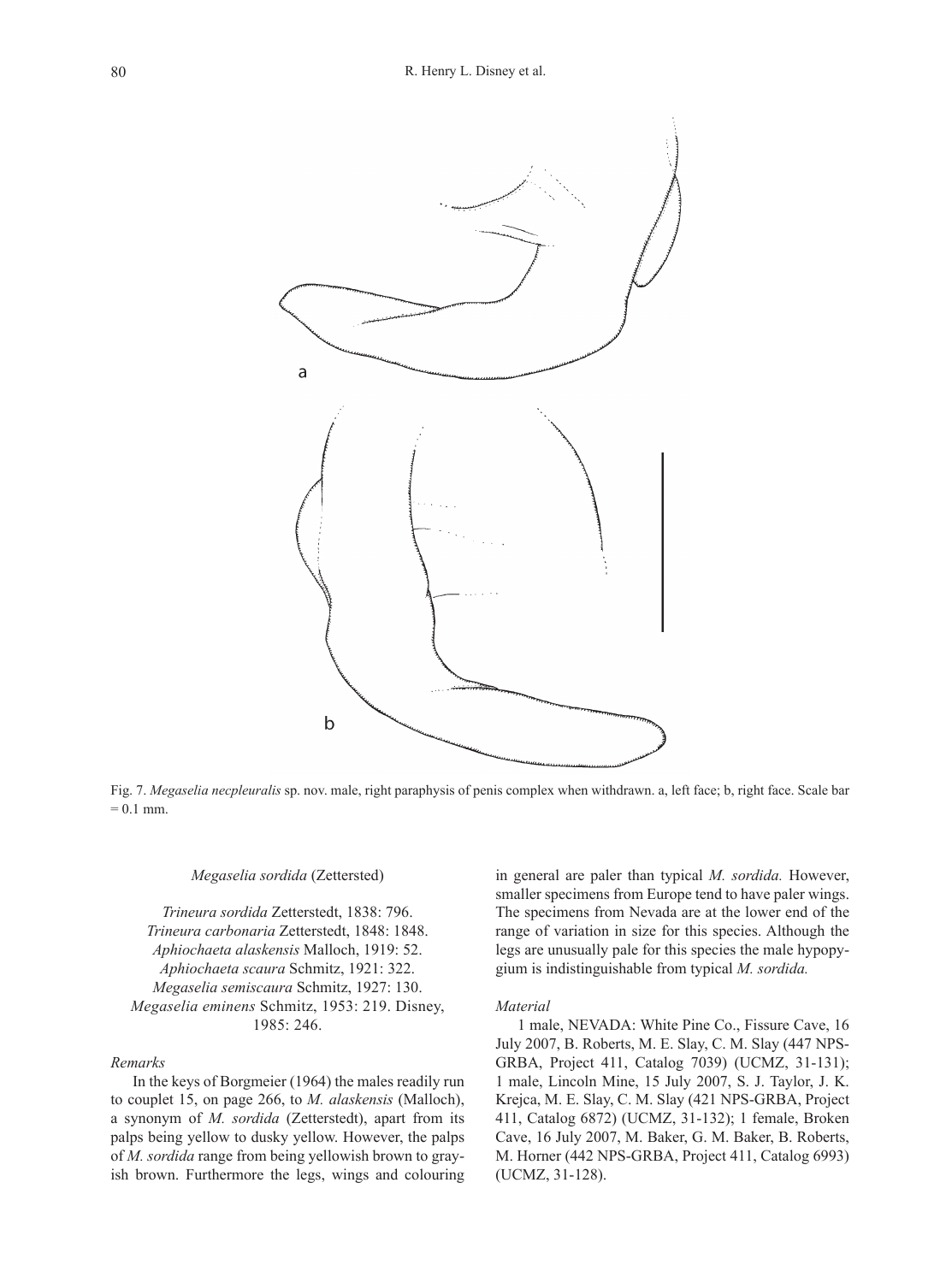Fig. 7. *Megaselia necpleuralis* sp. nov. male, right paraphysis of penis complex when withdrawn. a, left face; b, right face. Scale bar = 0.1 mm.

### *Megaselia sordida* (Zettersted)

*Trineura sordida* Zetterstedt, 1838: 796.
*Trineura carbonaria* Zetterstedt, 1848: 1848.
*Aphiochaeta alaskensis* Malloch, 1919: 52.
*Aphiochaeta scaura* Schmitz, 1921: 322.
*Megaselia semiscaura* Schmitz, 1927: 130.
*Megaselia eminens* Schmitz, 1953: 219. Disney, 1985: 246.

#### *Remarks*

In the keys of Borgmeier (1964) the males readily run to couplet 15, on page 266, to *M. alaskensis* (Malloch), a synonym of *M. sordida* (Zetterstedt), apart from its palps being yellow to dusky yellow. However, the palps of *M. sordida* range from being yellowish brown to grayish brown. Furthermore the legs, wings and colouring in general are paler than typical *M. sordida.* However, smaller specimens from Europe tend to have paler wings. The specimens from Nevada are at the lower end of the range of variation in size for this species. Although the legs are unusually pale for this species the male hypopygium is indistinguishable from typical *M. sordida.*

#### *Material*

1 male, NEVADA: White Pine Co., Fissure Cave, 16 July 2007, B. Roberts, M. E. Slay, C. M. Slay (447 NPS-GRBA, Project 411, Catalog 7039) (UCMZ, 31-131); 1 male, Lincoln Mine, 15 July 2007, S. J. Taylor, J. K. Krejca, M. E. Slay, C. M. Slay (421 NPS-GRBA, Project 411, Catalog 6872) (UCMZ, 31-132); 1 female, Broken Cave, 16 July 2007, M. Baker, G. M. Baker, B. Roberts, M. Horner (442 NPS-GRBA, Project 411, Catalog 6993) (UCMZ, 31-128).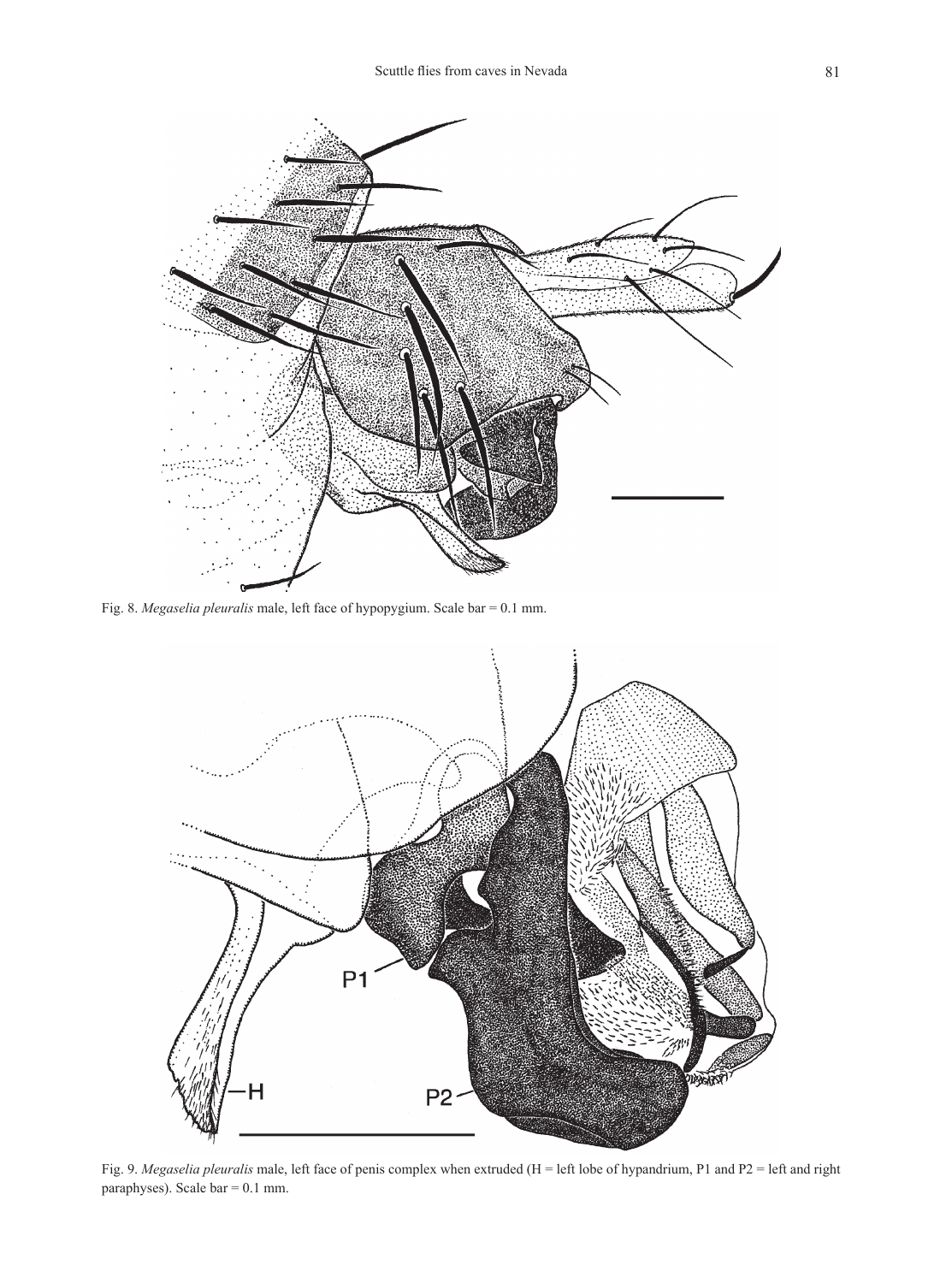Fig. 8. *Megaselia pleuralis* male, left face of hypopygium. Scale bar = 0.1 mm.

Fig. 9. *Megaselia pleuralis* male, left face of penis complex when extruded (H = left lobe of hypandrium, P1 and P2 = left and right paraphyses). Scale bar = 0.1 mm.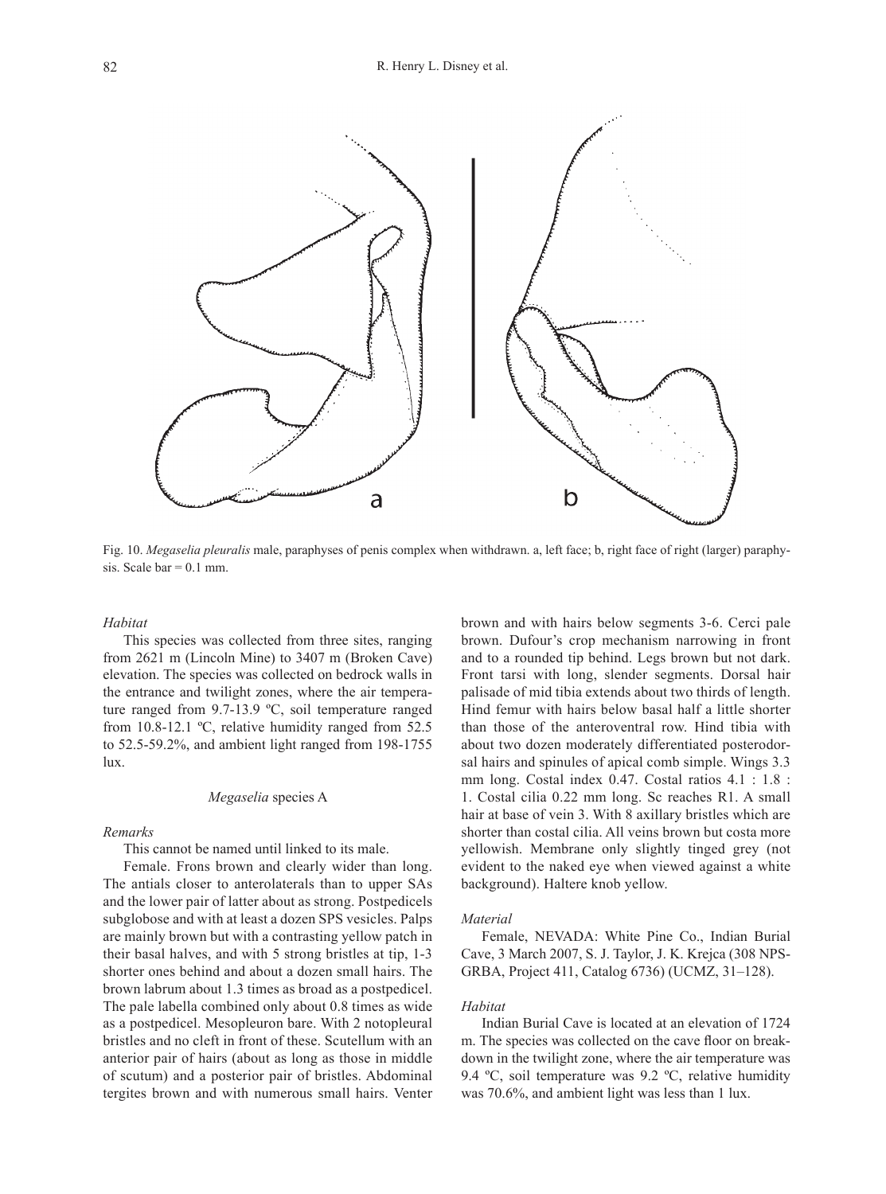Fig. 10. *Megaselia pleuralis* male, paraphyses of penis complex when withdrawn. a, left face; b, right face of right (larger) paraphysis. Scale bar = 0.1 mm.

*Habitat*

This species was collected from three sites, ranging from 2621 m (Lincoln Mine) to 3407 m (Broken Cave) elevation. The species was collected on bedrock walls in the entrance and twilight zones, where the air temperature ranged from 9.7-13.9 ºC, soil temperature ranged from 10.8-12.1 ºC, relative humidity ranged from 52.5 to 52.5-59.2%, and ambient light ranged from 198-1755 lux.

### *Megaselia* species A

*Remarks*

This cannot be named until linked to its male.

Female. Frons brown and clearly wider than long. The antials closer to anterolaterals than to upper SAs and the lower pair of latter about as strong. Postpedicels subglobose and with at least a dozen SPS vesicles. Palps are mainly brown but with a contrasting yellow patch in their basal halves, and with 5 strong bristles at tip, 1-3 shorter ones behind and about a dozen small hairs. The brown labrum about 1.3 times as broad as a postpedicel. The pale labella combined only about 0.8 times as wide as a postpedicel. Mesopleuron bare. With 2 notopleural bristles and no cleft in front of these. Scutellum with an anterior pair of hairs (about as long as those in middle of scutum) and a posterior pair of bristles. Abdominal tergites brown and with numerous small hairs. Venter brown and with hairs below segments 3-6. Cerci pale brown. Dufour's crop mechanism narrowing in front and to a rounded tip behind. Legs brown but not dark. Front tarsi with long, slender segments. Dorsal hair palisade of mid tibia extends about two thirds of length. Hind femur with hairs below basal half a little shorter than those of the anteroventral row. Hind tibia with about two dozen moderately differentiated posterodorsal hairs and spinules of apical comb simple. Wings 3.3 mm long. Costal index 0.47. Costal ratios 4.1 : 1.8 : 1. Costal cilia 0.22 mm long. Sc reaches R1. A small hair at base of vein 3. With 8 axillary bristles which are shorter than costal cilia. All veins brown but costa more yellowish. Membrane only slightly tinged grey (not evident to the naked eye when viewed against a white background). Haltere knob yellow.

*Material*

Female, NEVADA: White Pine Co., Indian Burial Cave, 3 March 2007, S. J. Taylor, J. K. Krejca (308 NPS-GRBA, Project 411, Catalog 6736) (UCMZ, 31–128).

*Habitat*

Indian Burial Cave is located at an elevation of 1724 m. The species was collected on the cave floor on breakdown in the twilight zone, where the air temperature was 9.4 ºC, soil temperature was 9.2 ºC, relative humidity was 70.6%, and ambient light was less than 1 lux.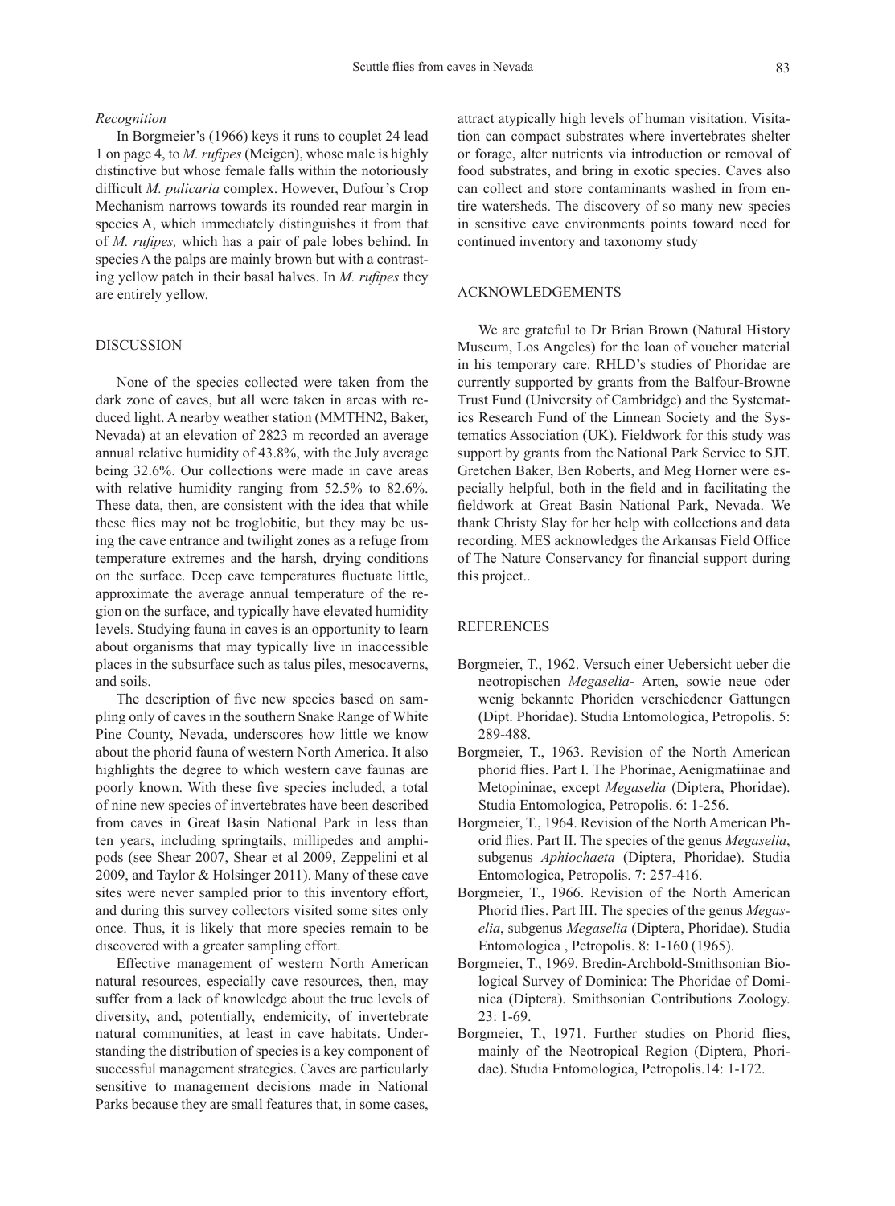*Recognition*

In Borgmeier's (1966) keys it runs to couplet 24 lead 1 on page 4, to *M. rufipes* (Meigen), whose male is highly distinctive but whose female falls within the notoriously difficult *M. pulicaria* complex. However, Dufour's Crop Mechanism narrows towards its rounded rear margin in species A, which immediately distinguishes it from that of *M. rufipes,* which has a pair of pale lobes behind. In species A the palps are mainly brown but with a contrasting yellow patch in their basal halves. In *M. rufipes* they are entirely yellow.

## DISCUSSION

None of the species collected were taken from the dark zone of caves, but all were taken in areas with reduced light. A nearby weather station (MMTHN2, Baker, Nevada) at an elevation of 2823 m recorded an average annual relative humidity of 43.8%, with the July average being 32.6%. Our collections were made in cave areas with relative humidity ranging from 52.5% to 82.6%. These data, then, are consistent with the idea that while these flies may not be troglobitic, but they may be using the cave entrance and twilight zones as a refuge from temperature extremes and the harsh, drying conditions on the surface. Deep cave temperatures fluctuate little, approximate the average annual temperature of the region on the surface, and typically have elevated humidity levels. Studying fauna in caves is an opportunity to learn about organisms that may typically live in inaccessible places in the subsurface such as talus piles, mesocaverns, and soils.

The description of five new species based on sampling only of caves in the southern Snake Range of White Pine County, Nevada, underscores how little we know about the phorid fauna of western North America. It also highlights the degree to which western cave faunas are poorly known. With these five species included, a total of nine new species of invertebrates have been described from caves in Great Basin National Park in less than ten years, including springtails, millipedes and amphipods (see Shear 2007, Shear et al 2009, Zeppelini et al 2009, and Taylor & Holsinger 2011). Many of these cave sites were never sampled prior to this inventory effort, and during this survey collectors visited some sites only once. Thus, it is likely that more species remain to be discovered with a greater sampling effort.

Effective management of western North American natural resources, especially cave resources, then, may suffer from a lack of knowledge about the true levels of diversity, and, potentially, endemicity, of invertebrate natural communities, at least in cave habitats. Understanding the distribution of species is a key component of successful management strategies. Caves are particularly sensitive to management decisions made in National Parks because they are small features that, in some cases, attract atypically high levels of human visitation. Visitation can compact substrates where invertebrates shelter or forage, alter nutrients via introduction or removal of food substrates, and bring in exotic species. Caves also can collect and store contaminants washed in from entire watersheds. The discovery of so many new species in sensitive cave environments points toward need for continued inventory and taxonomy study

## ACKNOWLEDGEMENTS

We are grateful to Dr Brian Brown (Natural History Museum, Los Angeles) for the loan of voucher material in his temporary care. RHLD's studies of Phoridae are currently supported by grants from the Balfour-Browne Trust Fund (University of Cambridge) and the Systematics Research Fund of the Linnean Society and the Systematics Association (UK). Fieldwork for this study was support by grants from the National Park Service to SJT. Gretchen Baker, Ben Roberts, and Meg Horner were especially helpful, both in the field and in facilitating the fieldwork at Great Basin National Park, Nevada. We thank Christy Slay for her help with collections and data recording. MES acknowledges the Arkansas Field Office of The Nature Conservancy for financial support during this project..

## REFERENCES

Borgmeier, T., 1962. Versuch einer Uebersicht ueber die neotropischen *Megaselia*- Arten, sowie neue oder wenig bekannte Phoriden verschiedener Gattungen (Dipt. Phoridae). Studia Entomologica, Petropolis. 5: 289-488.

Borgmeier, T., 1963. Revision of the North American phorid flies. Part I. The Phorinae, Aenigmatiinae and Metopininae, except *Megaselia* (Diptera, Phoridae). Studia Entomologica, Petropolis. 6: 1-256.

Borgmeier, T., 1964. Revision of the North American Phorid flies. Part II. The species of the genus *Megaselia*, subgenus *Aphiochaeta* (Diptera, Phoridae). Studia Entomologica, Petropolis. 7: 257-416.

Borgmeier, T., 1966. Revision of the North American Phorid flies. Part III. The species of the genus *Megaselia*, subgenus *Megaselia* (Diptera, Phoridae). Studia Entomologica , Petropolis. 8: 1-160 (1965).

Borgmeier, T., 1969. Bredin-Archbold-Smithsonian Biological Survey of Dominica: The Phoridae of Dominica (Diptera). Smithsonian Contributions Zoology. 23: 1-69.

Borgmeier, T., 1971. Further studies on Phorid flies, mainly of the Neotropical Region (Diptera, Phoridae). Studia Entomologica, Petropolis.14: 1-172.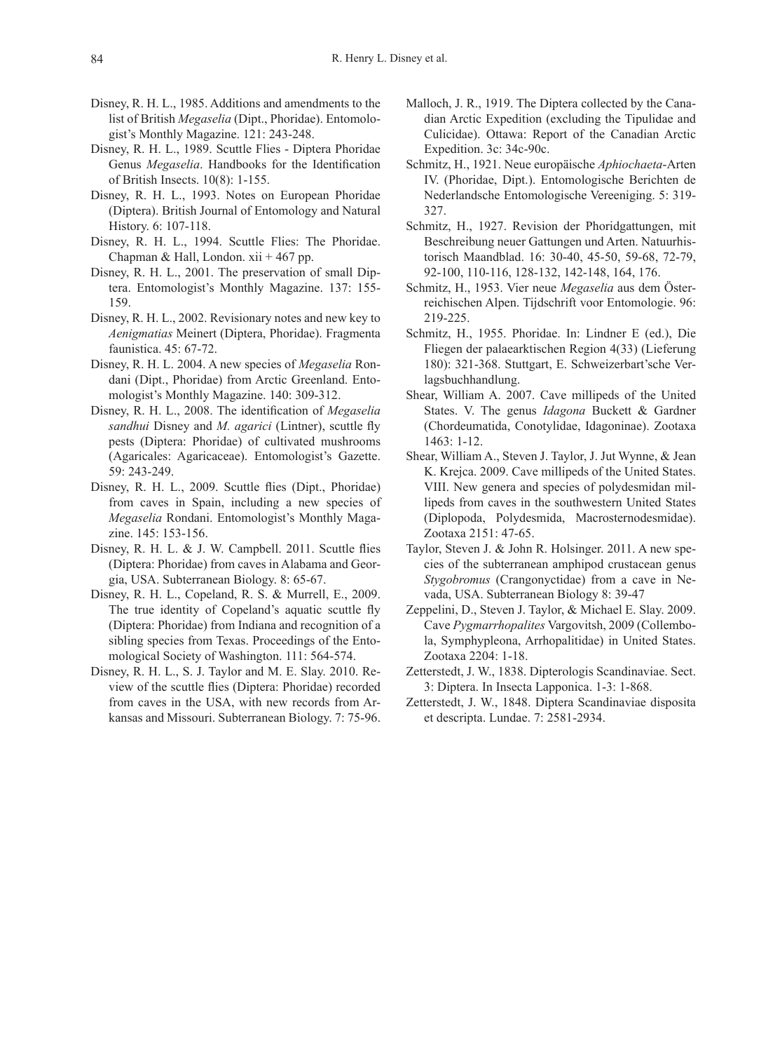Disney, R. H. L., 1985. Additions and amendments to the list of British *Megaselia* (Dipt., Phoridae). Entomologist's Monthly Magazine. 121: 243-248.

Disney, R. H. L., 1989. Scuttle Flies - Diptera Phoridae Genus *Megaselia*. Handbooks for the Identification of British Insects. 10(8): 1-155.

Disney, R. H. L., 1993. Notes on European Phoridae (Diptera). British Journal of Entomology and Natural History. 6: 107-118.

Disney, R. H. L., 1994. Scuttle Flies: The Phoridae. Chapman & Hall, London. xii + 467 pp.

Disney, R. H. L., 2001. The preservation of small Diptera. Entomologist's Monthly Magazine. 137: 155-159.

Disney, R. H. L., 2002. Revisionary notes and new key to *Aenigmatias* Meinert (Diptera, Phoridae). Fragmenta faunistica. 45: 67-72.

Disney, R. H. L. 2004. A new species of *Megaselia* Rondani (Dipt., Phoridae) from Arctic Greenland. Entomologist's Monthly Magazine. 140: 309-312.

Disney, R. H. L., 2008. The identification of *Megaselia sandhui* Disney and *M. agarici* (Lintner), scuttle fly pests (Diptera: Phoridae) of cultivated mushrooms (Agaricales: Agaricaceae). Entomologist's Gazette. 59: 243-249.

Disney, R. H. L., 2009. Scuttle flies (Dipt., Phoridae) from caves in Spain, including a new species of *Megaselia* Rondani. Entomologist's Monthly Magazine. 145: 153-156.

Disney, R. H. L. & J. W. Campbell. 2011. Scuttle flies (Diptera: Phoridae) from caves in Alabama and Georgia, USA. Subterranean Biology. 8: 65-67.

Disney, R. H. L., Copeland, R. S. & Murrell, E., 2009. The true identity of Copeland's aquatic scuttle fly (Diptera: Phoridae) from Indiana and recognition of a sibling species from Texas. Proceedings of the Entomological Society of Washington. 111: 564-574.

Disney, R. H. L., S. J. Taylor and M. E. Slay. 2010. Review of the scuttle flies (Diptera: Phoridae) recorded from caves in the USA, with new records from Arkansas and Missouri. Subterranean Biology. 7: 75-96.

Malloch, J. R., 1919. The Diptera collected by the Canadian Arctic Expedition (excluding the Tipulidae and Culicidae). Ottawa: Report of the Canadian Arctic Expedition. 3c: 34c-90c.

Schmitz, H., 1921. Neue europäische *Aphiochaeta*-Arten IV. (Phoridae, Dipt.). Entomologische Berichten de Nederlandsche Entomologische Vereeniging. 5: 319-327.

Schmitz, H., 1927. Revision der Phoridgattungen, mit Beschreibung neuer Gattungen und Arten. Natuurhistorisch Maandblad. 16: 30-40, 45-50, 59-68, 72-79, 92-100, 110-116, 128-132, 142-148, 164, 176.

Schmitz, H., 1953. Vier neue *Megaselia* aus dem Österreichischen Alpen. Tijdschrift voor Entomologie. 96: 219-225.

Schmitz, H., 1955. Phoridae. In: Lindner E (ed.), Die Fliegen der palaearktischen Region 4(33) (Lieferung 180): 321-368. Stuttgart, E. Schweizerbart'sche Verlagsbuchhandlung.

Shear, William A. 2007. Cave millipeds of the United States. V. The genus *Idagona* Buckett & Gardner (Chordeumatida, Conotylidae, Idagoninae). Zootaxa 1463: 1-12.

Shear, William A., Steven J. Taylor, J. Jut Wynne, & Jean K. Krejca. 2009. Cave millipeds of the United States. VIII. New genera and species of polydesmidan millipeds from caves in the southwestern United States (Diplopoda, Polydesmida, Macrosternodesmidae). Zootaxa 2151: 47-65.

Taylor, Steven J. & John R. Holsinger. 2011. A new species of the subterranean amphipod crustacean genus *Stygobromus* (Crangonyctidae) from a cave in Nevada, USA. Subterranean Biology 8: 39-47

Zeppelini, D., Steven J. Taylor, & Michael E. Slay. 2009. Cave *Pygmarrhopalites* Vargovitsh, 2009 (Collembola, Symphypleona, Arrhopalitidae) in United States. Zootaxa 2204: 1-18.

Zetterstedt, J. W., 1838. Dipterologis Scandinaviae. Sect. 3: Diptera. In Insecta Lapponica. 1-3: 1-868.

Zetterstedt, J. W., 1848. Diptera Scandinaviae disposita et descripta. Lundae. 7: 2581-2934.